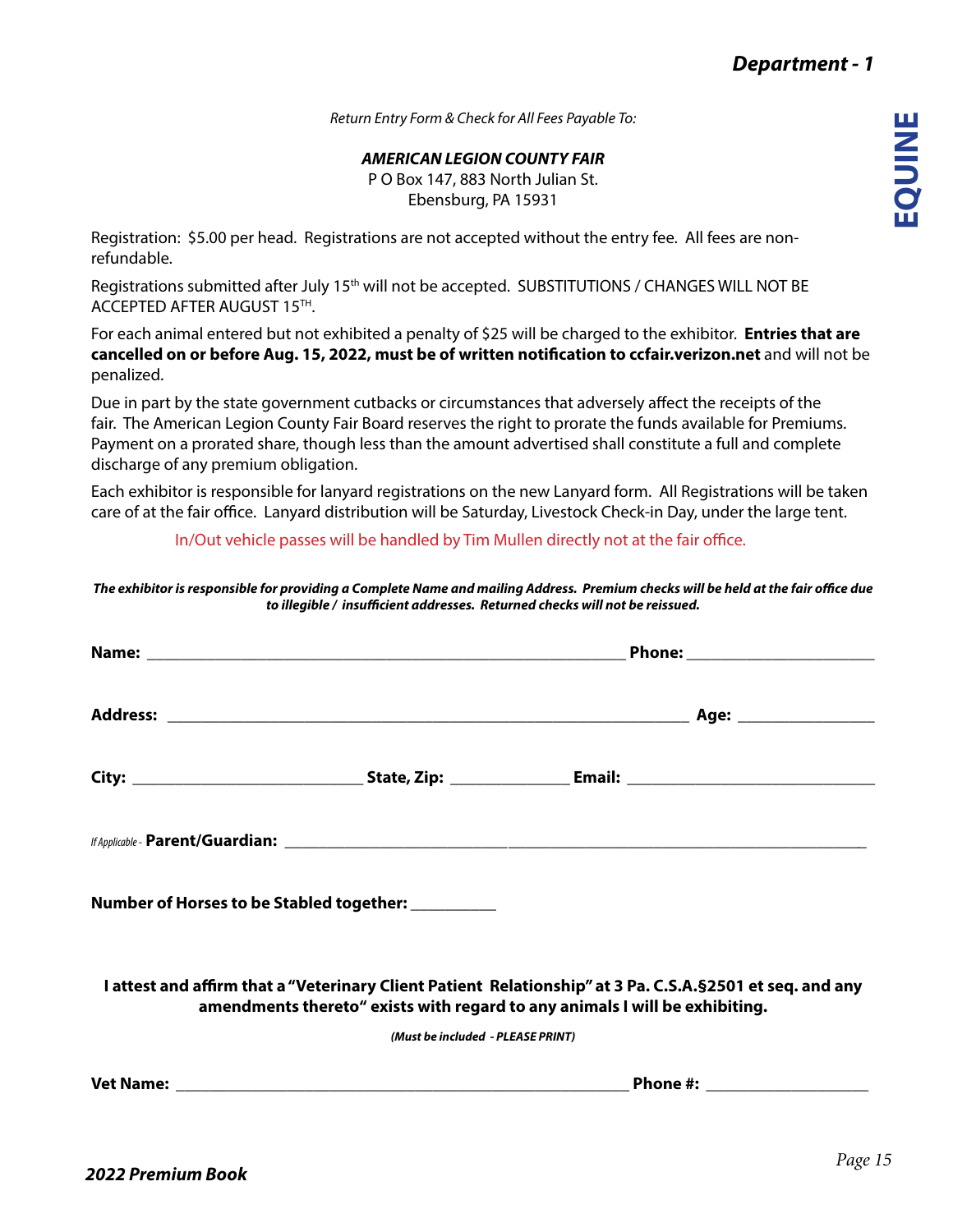# Department - 1

# EQUINE

*Return Entry Form & Check for All Fees Payable To:*

***AMERICAN LEGION COUNTY FAIR***
P O Box 147, 883 North Julian St.
Ebensburg, PA 15931

Registration: $5.00 per head. Registrations are not accepted without the entry fee. All fees are non-refundable.

Registrations submitted after July 15th will not be accepted. SUBSTITUTIONS / CHANGES WILL NOT BE ACCEPTED AFTER AUGUST 15TH.

For each animal entered but not exhibited a penalty of $25 will be charged to the exhibitor. **Entries that are cancelled on or before Aug. 15, 2022, must be of written notification to ccfair.verizon.net** and will not be penalized.

Due in part by the state government cutbacks or circumstances that adversely affect the receipts of the fair. The American Legion County Fair Board reserves the right to prorate the funds available for Premiums. Payment on a prorated share, though less than the amount advertised shall constitute a full and complete discharge of any premium obligation.

Each exhibitor is responsible for lanyard registrations on the new Lanyard form. All Registrations will be taken care of at the fair office. Lanyard distribution will be Saturday, Livestock Check-in Day, under the large tent.

In/Out vehicle passes will be handled by Tim Mullen directly not at the fair office.

***The exhibitor is responsible for providing a Complete Name and mailing Address. Premium checks will be held at the fair office due to illegible / insufficient addresses. Returned checks will not be reissued.***

**Name:** ______________________________ **Phone:** ______________

**Address:** ______________________________ **Age:** __________

**City:** ______________ **State, Zip:** __________ **Email:** ______________

*If Applicable -* **Parent/Guardian:** ______________________________

**Number of Horses to be Stabled together:** ________

**I attest and affirm that a "Veterinary Client Patient Relationship" at 3 Pa. C.S.A.§2501 et seq. and any amendments thereto" exists with regard to any animals I will be exhibiting.**

***(Must be included - PLEASE PRINT)***

**Vet Name:** ______________________________ **Phone #:** ______________

***2022 Premium Book***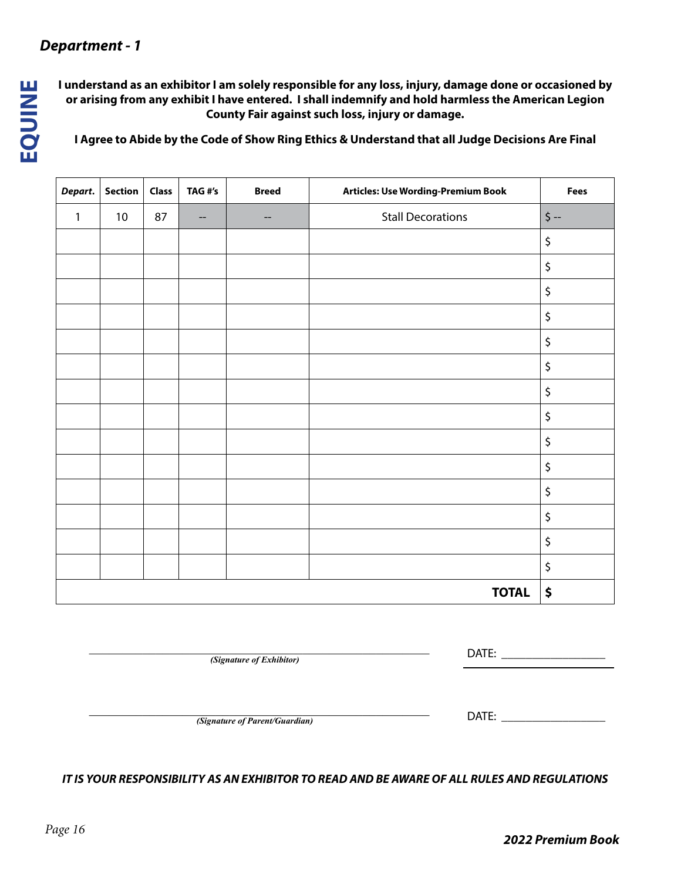## *Department - 1*

**EQUINE**

**I understand as an exhibitor I am solely responsible for any loss, injury, damage done or occasioned by or arising from any exhibit I have entered. I shall indemnify and hold harmless the American Legion County Fair against such loss, injury or damage.**

**I Agree to Abide by the Code of Show Ring Ethics & Understand that all Judge Decisions Are Final**

| *Depart.* | Section | Class | TAG #'s | Breed | Articles: Use Wording-Premium Book | Fees |
|---|---|---|---|---|---|---|
| 1 | 10 | 87 | -- | -- | Stall Decorations | $ -- |
| | | | | | | $ |
| | | | | | | $ |
| | | | | | | $ |
| | | | | | | $ |
| | | | | | | $ |
| | | | | | | $ |
| | | | | | | $ |
| | | | | | | $ |
| | | | | | | $ |
| | | | | | | $ |
| | | | | | | $ |
| | | | | | | $ |
| | | | | | | $ |
| | | | | | | $ |
| | | | | | **TOTAL** | **$** |

_______________________________________
*(Signature of Exhibitor)*

DATE: ________________

_______________________________________
*(Signature of Parent/Guardian)*

DATE: ________________

***IT IS YOUR RESPONSIBILITY AS AN EXHIBITOR TO READ AND BE AWARE OF ALL RULES AND REGULATIONS***